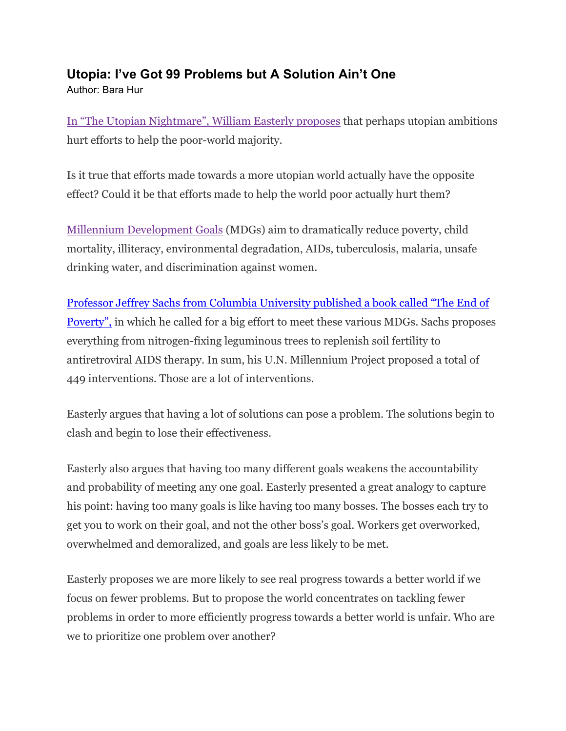# Utopia: I've Got 99 Problems but A Solution Ain't One

Author: Bara Hur

In "The Utopian Nightmare", William Easterly proposes that perhaps utopian ambitions hurt efforts to help the poor-world majority.

Is it true that efforts made towards a more utopian world actually have the opposite effect? Could it be that efforts made to help the world poor actually hurt them?

Millennium Development Goals (MDGs) aim to dramatically reduce poverty, child mortality, illiteracy, environmental degradation, AIDs, tuberculosis, malaria, unsafe drinking water, and discrimination against women.

Professor Jeffrey Sachs from Columbia University published a book called "The End of Poverty", in which he called for a big effort to meet these various MDGs. Sachs proposes everything from nitrogen-fixing leguminous trees to replenish soil fertility to antiretroviral AIDS therapy. In sum, his U.N. Millennium Project proposed a total of 449 interventions. Those are a lot of interventions.

Easterly argues that having a lot of solutions can pose a problem. The solutions begin to clash and begin to lose their effectiveness.

Easterly also argues that having too many different goals weakens the accountability and probability of meeting any one goal. Easterly presented a great analogy to capture his point: having too many goals is like having too many bosses. The bosses each try to get you to work on their goal, and not the other boss's goal. Workers get overworked, overwhelmed and demoralized, and goals are less likely to be met.

Easterly proposes we are more likely to see real progress towards a better world if we focus on fewer problems. But to propose the world concentrates on tackling fewer problems in order to more efficiently progress towards a better world is unfair. Who are we to prioritize one problem over another?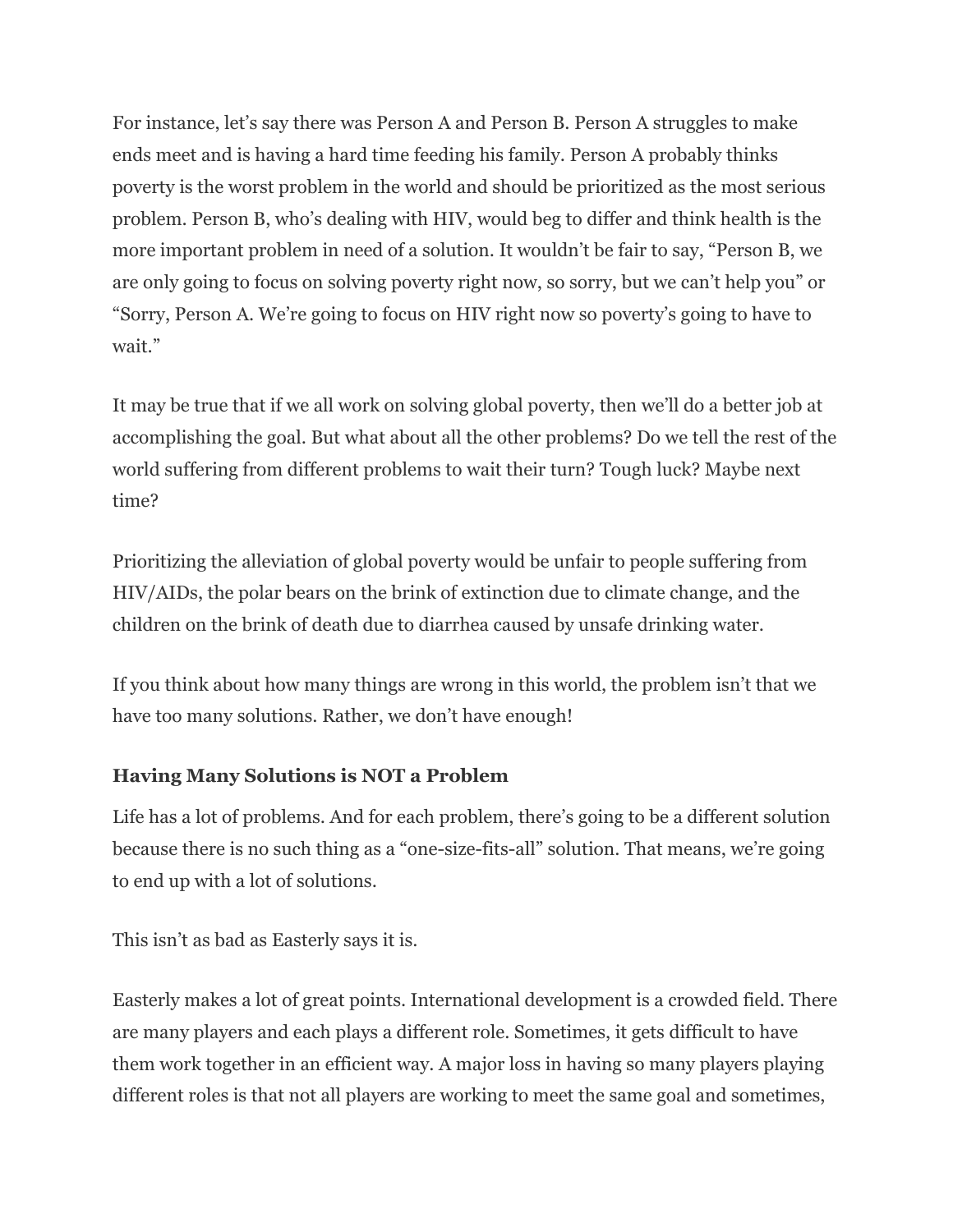For instance, let's say there was Person A and Person B. Person A struggles to make ends meet and is having a hard time feeding his family. Person A probably thinks poverty is the worst problem in the world and should be prioritized as the most serious problem. Person B, who's dealing with HIV, would beg to differ and think health is the more important problem in need of a solution. It wouldn't be fair to say, "Person B, we are only going to focus on solving poverty right now, so sorry, but we can't help you" or "Sorry, Person A. We're going to focus on HIV right now so poverty's going to have to wait."

It may be true that if we all work on solving global poverty, then we'll do a better job at accomplishing the goal. But what about all the other problems? Do we tell the rest of the world suffering from different problems to wait their turn? Tough luck? Maybe next time?

Prioritizing the alleviation of global poverty would be unfair to people suffering from HIV/AIDs, the polar bears on the brink of extinction due to climate change, and the children on the brink of death due to diarrhea caused by unsafe drinking water.

If you think about how many things are wrong in this world, the problem isn't that we have too many solutions. Rather, we don't have enough!

### Having Many Solutions is NOT a Problem

Life has a lot of problems. And for each problem, there's going to be a different solution because there is no such thing as a "one-size-fits-all" solution. That means, we're going to end up with a lot of solutions.

This isn't as bad as Easterly says it is.

Easterly makes a lot of great points. International development is a crowded field. There are many players and each plays a different role. Sometimes, it gets difficult to have them work together in an efficient way. A major loss in having so many players playing different roles is that not all players are working to meet the same goal and sometimes,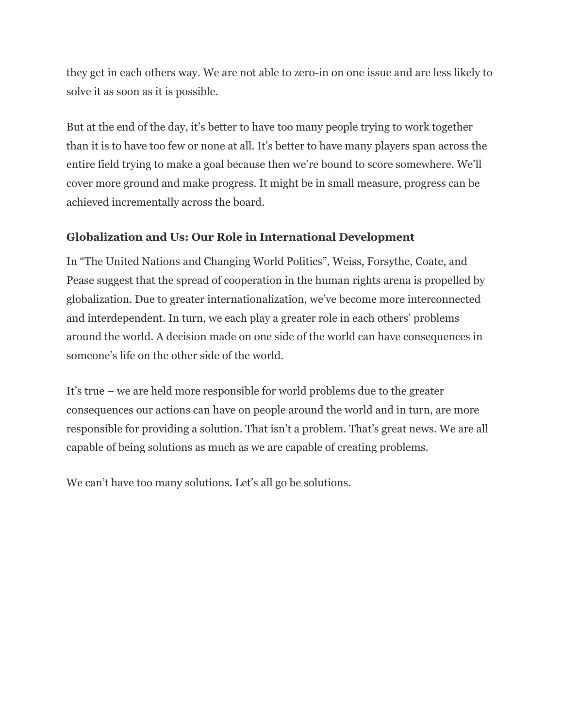they get in each others way. We are not able to zero-in on one issue and are less likely to solve it as soon as it is possible.

But at the end of the day, it's better to have too many people trying to work together than it is to have too few or none at all. It's better to have many players span across the entire field trying to make a goal because then we're bound to score somewhere. We'll cover more ground and make progress. It might be in small measure, progress can be achieved incrementally across the board.

### Globalization and Us: Our Role in International Development

In "The United Nations and Changing World Politics", Weiss, Forsythe, Coate, and Pease suggest that the spread of cooperation in the human rights arena is propelled by globalization. Due to greater internationalization, we've become more interconnected and interdependent. In turn, we each play a greater role in each others' problems around the world. A decision made on one side of the world can have consequences in someone's life on the other side of the world.

It's true – we are held more responsible for world problems due to the greater consequences our actions can have on people around the world and in turn, are more responsible for providing a solution. That isn't a problem. That's great news. We are all capable of being solutions as much as we are capable of creating problems.

We can't have too many solutions. Let's all go be solutions.